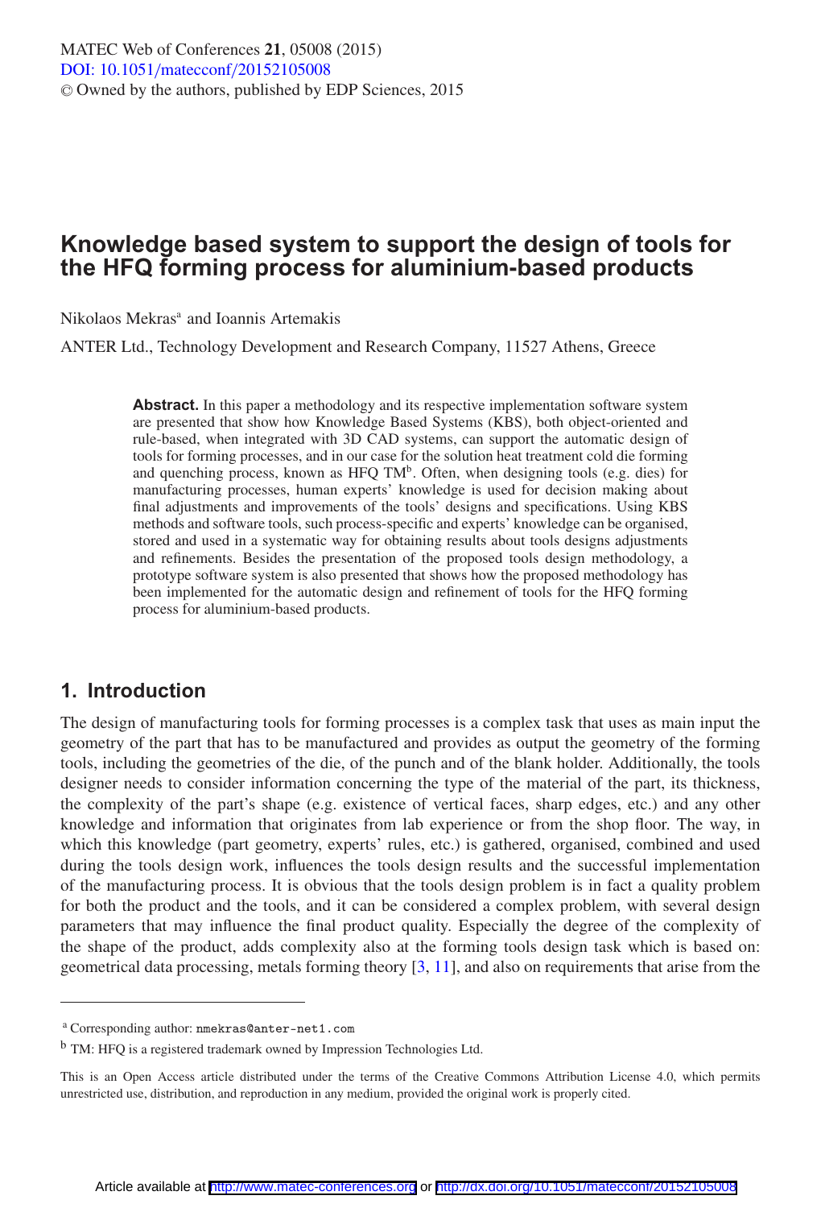# Knowledge based system to support the design of tools for the HFQ forming process for aluminium-based products

Nikolaos Mekras[a] and Ioannis Artemakis

ANTER Ltd., Technology Development and Research Company, 11527 Athens, Greece

**Abstract.** In this paper a methodology and its respective implementation software system are presented that show how Knowledge Based Systems (KBS), both object-oriented and rule-based, when integrated with 3D CAD systems, can support the automatic design of tools for forming processes, and in our case for the solution heat treatment cold die forming and quenching process, known as HFQ TM[b]. Often, when designing tools (e.g. dies) for manufacturing processes, human experts' knowledge is used for decision making about final adjustments and improvements of the tools' designs and specifications. Using KBS methods and software tools, such process-specific and experts' knowledge can be organised, stored and used in a systematic way for obtaining results about tools designs adjustments and refinements. Besides the presentation of the proposed tools design methodology, a prototype software system is also presented that shows how the proposed methodology has been implemented for the automatic design and refinement of tools for the HFQ forming process for aluminium-based products.

## 1. Introduction

The design of manufacturing tools for forming processes is a complex task that uses as main input the geometry of the part that has to be manufactured and provides as output the geometry of the forming tools, including the geometries of the die, of the punch and of the blank holder. Additionally, the tools designer needs to consider information concerning the type of the material of the part, its thickness, the complexity of the part's shape (e.g. existence of vertical faces, sharp edges, etc.) and any other knowledge and information that originates from lab experience or from the shop floor. The way, in which this knowledge (part geometry, experts' rules, etc.) is gathered, organised, combined and used during the tools design work, influences the tools design results and the successful implementation of the manufacturing process. It is obvious that the tools design problem is in fact a quality problem for both the product and the tools, and it can be considered a complex problem, with several design parameters that may influence the final product quality. Especially the degree of the complexity of the shape of the product, adds complexity also at the forming tools design task which is based on: geometrical data processing, metals forming theory [3, 11], and also on requirements that arise from the

---

[a] Corresponding author: nmekras@anter-net1.com

[b] TM: HFQ is a registered trademark owned by Impression Technologies Ltd.

This is an Open Access article distributed under the terms of the Creative Commons Attribution License 4.0, which permits unrestricted use, distribution, and reproduction in any medium, provided the original work is properly cited.

Article available at http://www.matec-conferences.org or http://dx.doi.org/10.1051/matecconf/20152105008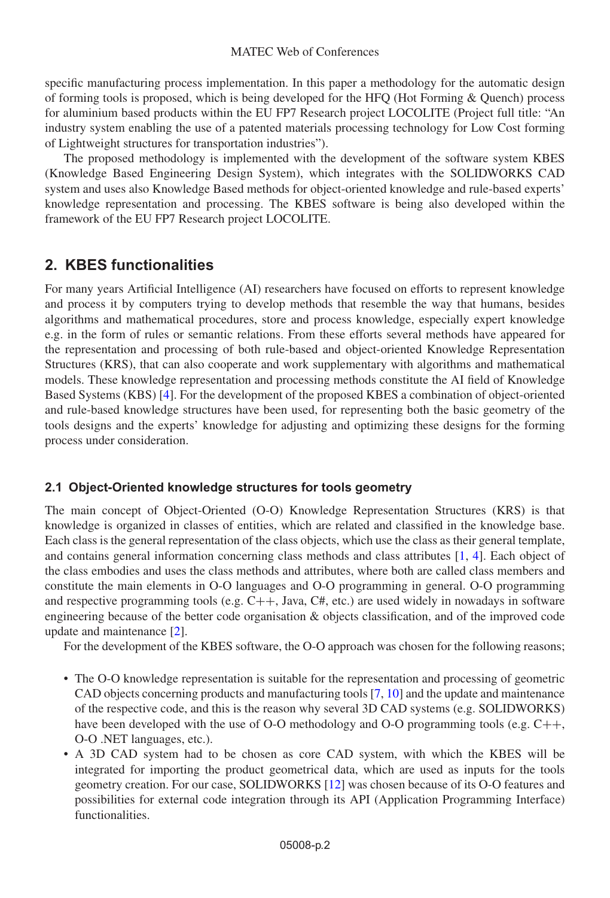specific manufacturing process implementation. In this paper a methodology for the automatic design of forming tools is proposed, which is being developed for the HFQ (Hot Forming & Quench) process for aluminium based products within the EU FP7 Research project LOCOLITE (Project full title: "An industry system enabling the use of a patented materials processing technology for Low Cost forming of Lightweight structures for transportation industries").

The proposed methodology is implemented with the development of the software system KBES (Knowledge Based Engineering Design System), which integrates with the SOLIDWORKS CAD system and uses also Knowledge Based methods for object-oriented knowledge and rule-based experts' knowledge representation and processing. The KBES software is being also developed within the framework of the EU FP7 Research project LOCOLITE.

## 2. KBES functionalities

For many years Artificial Intelligence (AI) researchers have focused on efforts to represent knowledge and process it by computers trying to develop methods that resemble the way that humans, besides algorithms and mathematical procedures, store and process knowledge, especially expert knowledge e.g. in the form of rules or semantic relations. From these efforts several methods have appeared for the representation and processing of both rule-based and object-oriented Knowledge Representation Structures (KRS), that can also cooperate and work supplementary with algorithms and mathematical models. These knowledge representation and processing methods constitute the AI field of Knowledge Based Systems (KBS) [4]. For the development of the proposed KBES a combination of object-oriented and rule-based knowledge structures have been used, for representing both the basic geometry of the tools designs and the experts' knowledge for adjusting and optimizing these designs for the forming process under consideration.

### 2.1 Object-Oriented knowledge structures for tools geometry

The main concept of Object-Oriented (O-O) Knowledge Representation Structures (KRS) is that knowledge is organized in classes of entities, which are related and classified in the knowledge base. Each class is the general representation of the class objects, which use the class as their general template, and contains general information concerning class methods and class attributes [1, 4]. Each object of the class embodies and uses the class methods and attributes, where both are called class members and constitute the main elements in O-O languages and O-O programming in general. O-O programming and respective programming tools (e.g. C++, Java, C#, etc.) are used widely in nowadays in software engineering because of the better code organisation & objects classification, and of the improved code update and maintenance [2].

For the development of the KBES software, the O-O approach was chosen for the following reasons;

- The O-O knowledge representation is suitable for the representation and processing of geometric CAD objects concerning products and manufacturing tools [7, 10] and the update and maintenance of the respective code, and this is the reason why several 3D CAD systems (e.g. SOLIDWORKS) have been developed with the use of O-O methodology and O-O programming tools (e.g. C++, O-O .NET languages, etc.).
- A 3D CAD system had to be chosen as core CAD system, with which the KBES will be integrated for importing the product geometrical data, which are used as inputs for the tools geometry creation. For our case, SOLIDWORKS [12] was chosen because of its O-O features and possibilities for external code integration through its API (Application Programming Interface) functionalities.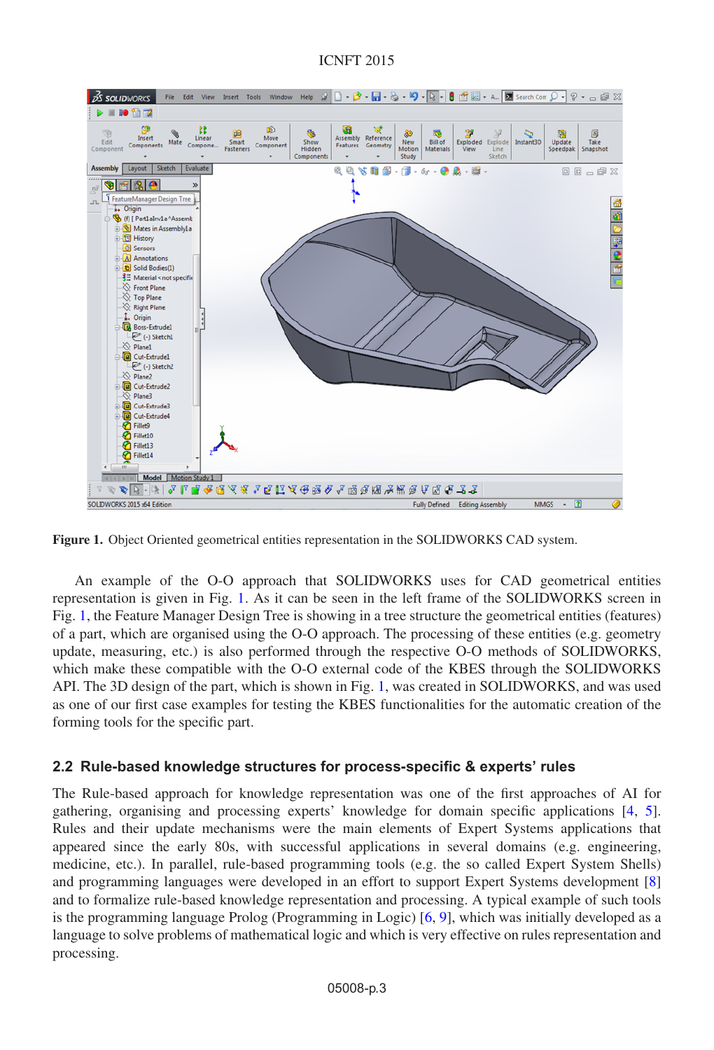**Figure 1.** Object Oriented geometrical entities representation in the SOLIDWORKS CAD system.

An example of the O-O approach that SOLIDWORKS uses for CAD geometrical entities representation is given in Fig. 1. As it can be seen in the left frame of the SOLIDWORKS screen in Fig. 1, the Feature Manager Design Tree is showing in a tree structure the geometrical entities (features) of a part, which are organised using the O-O approach. The processing of these entities (e.g. geometry update, measuring, etc.) is also performed through the respective O-O methods of SOLIDWORKS, which make these compatible with the O-O external code of the KBES through the SOLIDWORKS API. The 3D design of the part, which is shown in Fig. 1, was created in SOLIDWORKS, and was used as one of our first case examples for testing the KBES functionalities for the automatic creation of the forming tools for the specific part.

## 2.2 Rule-based knowledge structures for process-specific & experts' rules

The Rule-based approach for knowledge representation was one of the first approaches of AI for gathering, organising and processing experts' knowledge for domain specific applications [4, 5]. Rules and their update mechanisms were the main elements of Expert Systems applications that appeared since the early 80s, with successful applications in several domains (e.g. engineering, medicine, etc.). In parallel, rule-based programming tools (e.g. the so called Expert System Shells) and programming languages were developed in an effort to support Expert Systems development [8] and to formalize rule-based knowledge representation and processing. A typical example of such tools is the programming language Prolog (Programming in Logic) [6, 9], which was initially developed as a language to solve problems of mathematical logic and which is very effective on rules representation and processing.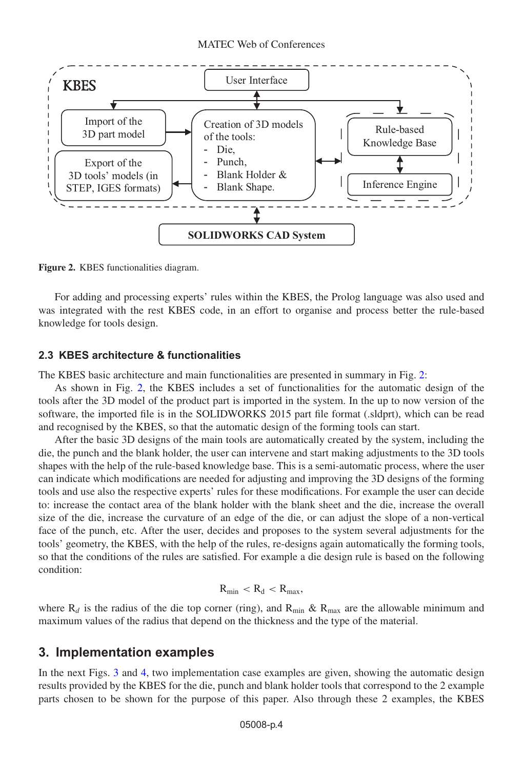Figure 2. KBES functionalities diagram.

For adding and processing experts' rules within the KBES, the Prolog language was also used and was integrated with the rest KBES code, in an effort to organise and process better the rule-based knowledge for tools design.

### 2.3 KBES architecture & functionalities

The KBES basic architecture and main functionalities are presented in summary in Fig. 2:

As shown in Fig. 2, the KBES includes a set of functionalities for the automatic design of the tools after the 3D model of the product part is imported in the system. In the up to now version of the software, the imported file is in the SOLIDWORKS 2015 part file format (.sldprt), which can be read and recognised by the KBES, so that the automatic design of the forming tools can start.

After the basic 3D designs of the main tools are automatically created by the system, including the die, the punch and the blank holder, the user can intervene and start making adjustments to the 3D tools shapes with the help of the rule-based knowledge base. This is a semi-automatic process, where the user can indicate which modifications are needed for adjusting and improving the 3D designs of the forming tools and use also the respective experts' rules for these modifications. For example the user can decide to: increase the contact area of the blank holder with the blank sheet and the die, increase the overall size of the die, increase the curvature of an edge of the die, or can adjust the slope of a non-vertical face of the punch, etc. After the user, decides and proposes to the system several adjustments for the tools' geometry, the KBES, with the help of the rules, re-designs again automatically the forming tools, so that the conditions of the rules are satisfied. For example a die design rule is based on the following condition:

$$R_{min} < R_d < R_{max},$$

where $R_d$ is the radius of the die top corner (ring), and $R_{min}$ & $R_{max}$ are the allowable minimum and maximum values of the radius that depend on the thickness and the type of the material.

## 3. Implementation examples

In the next Figs. 3 and 4, two implementation case examples are given, showing the automatic design results provided by the KBES for the die, punch and blank holder tools that correspond to the 2 example parts chosen to be shown for the purpose of this paper. Also through these 2 examples, the KBES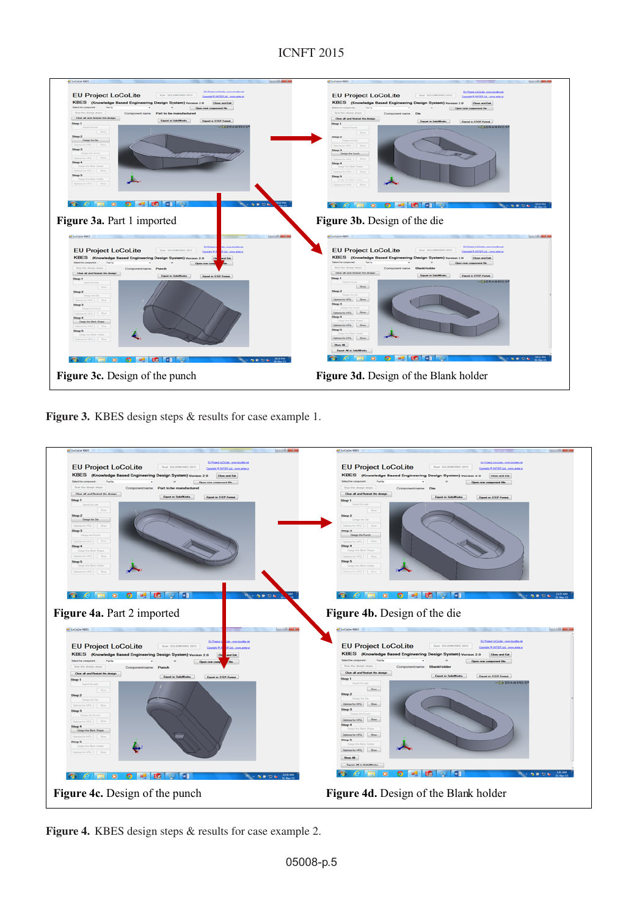Figure 3a. Part 1 imported

Figure 3b. Design of the die

Figure 3c. Design of the punch

Figure 3d. Design of the Blank holder

**Figure 3.** KBES design steps & results for case example 1.

Figure 4a. Part 2 imported

Figure 4b. Design of the die

Figure 4c. Design of the punch

Figure 4d. Design of the Blank holder

**Figure 4.** KBES design steps & results for case example 2.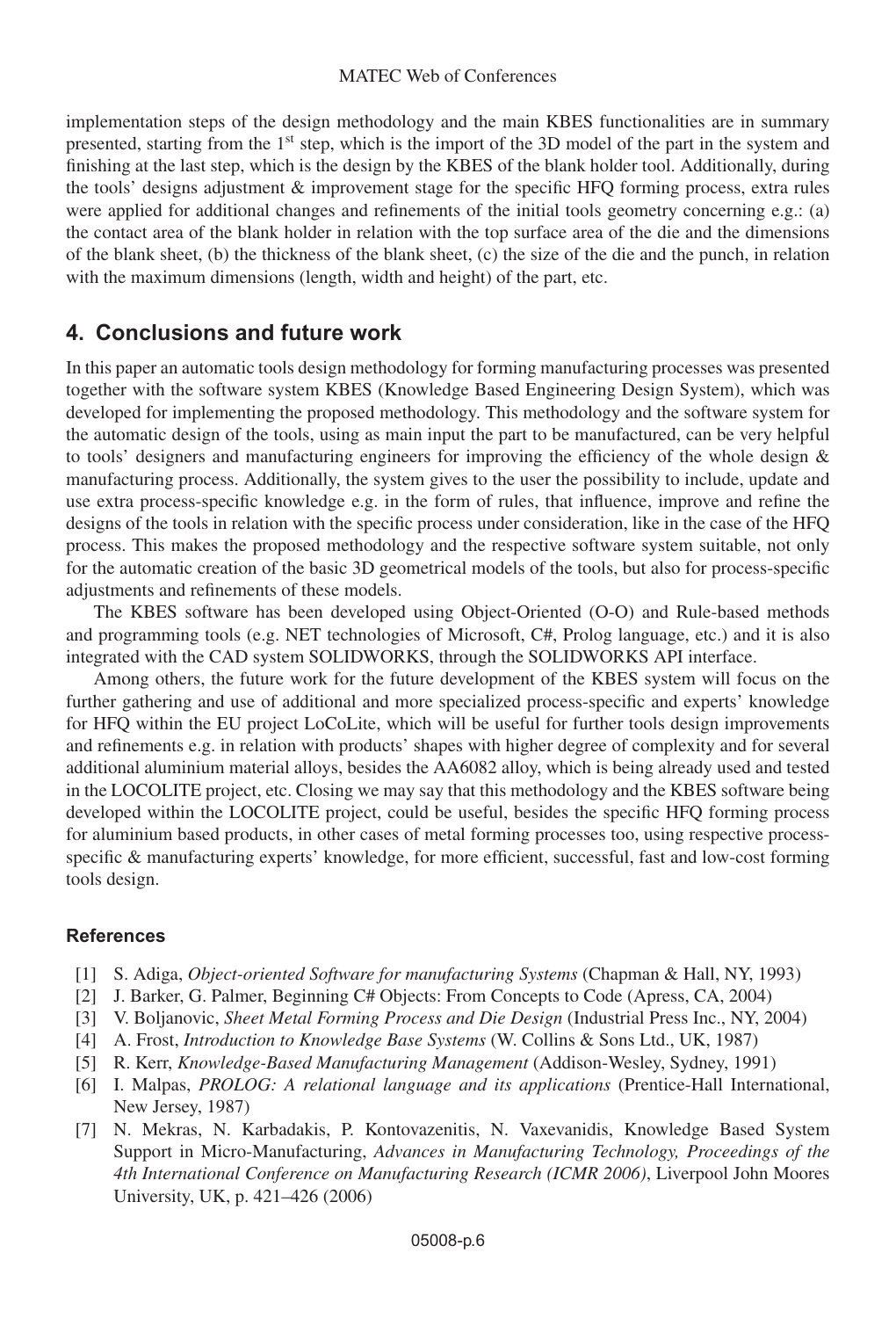implementation steps of the design methodology and the main KBES functionalities are in summary presented, starting from the 1st step, which is the import of the 3D model of the part in the system and finishing at the last step, which is the design by the KBES of the blank holder tool. Additionally, during the tools' designs adjustment & improvement stage for the specific HFQ forming process, extra rules were applied for additional changes and refinements of the initial tools geometry concerning e.g.: (a) the contact area of the blank holder in relation with the top surface area of the die and the dimensions of the blank sheet, (b) the thickness of the blank sheet, (c) the size of the die and the punch, in relation with the maximum dimensions (length, width and height) of the part, etc.

## 4. Conclusions and future work

In this paper an automatic tools design methodology for forming manufacturing processes was presented together with the software system KBES (Knowledge Based Engineering Design System), which was developed for implementing the proposed methodology. This methodology and the software system for the automatic design of the tools, using as main input the part to be manufactured, can be very helpful to tools' designers and manufacturing engineers for improving the efficiency of the whole design & manufacturing process. Additionally, the system gives to the user the possibility to include, update and use extra process-specific knowledge e.g. in the form of rules, that influence, improve and refine the designs of the tools in relation with the specific process under consideration, like in the case of the HFQ process. This makes the proposed methodology and the respective software system suitable, not only for the automatic creation of the basic 3D geometrical models of the tools, but also for process-specific adjustments and refinements of these models.

The KBES software has been developed using Object-Oriented (O-O) and Rule-based methods and programming tools (e.g. NET technologies of Microsoft, C#, Prolog language, etc.) and it is also integrated with the CAD system SOLIDWORKS, through the SOLIDWORKS API interface.

Among others, the future work for the future development of the KBES system will focus on the further gathering and use of additional and more specialized process-specific and experts' knowledge for HFQ within the EU project LoCoLite, which will be useful for further tools design improvements and refinements e.g. in relation with products' shapes with higher degree of complexity and for several additional aluminium material alloys, besides the AA6082 alloy, which is being already used and tested in the LOCOLITE project, etc. Closing we may say that this methodology and the KBES software being developed within the LOCOLITE project, could be useful, besides the specific HFQ forming process for aluminium based products, in other cases of metal forming processes too, using respective process-specific & manufacturing experts' knowledge, for more efficient, successful, fast and low-cost forming tools design.

### References

[1] S. Adiga, *Object-oriented Software for manufacturing Systems* (Chapman & Hall, NY, 1993)

[2] J. Barker, G. Palmer, Beginning C# Objects: From Concepts to Code (Apress, CA, 2004)

[3] V. Boljanovic, *Sheet Metal Forming Process and Die Design* (Industrial Press Inc., NY, 2004)

[4] A. Frost, *Introduction to Knowledge Base Systems* (W. Collins & Sons Ltd., UK, 1987)

[5] R. Kerr, *Knowledge-Based Manufacturing Management* (Addison-Wesley, Sydney, 1991)

[6] I. Malpas, *PROLOG: A relational language and its applications* (Prentice-Hall International, New Jersey, 1987)

[7] N. Mekras, N. Karbadakis, P. Kontovazenitis, N. Vaxevanidis, Knowledge Based System Support in Micro-Manufacturing, *Advances in Manufacturing Technology, Proceedings of the 4th International Conference on Manufacturing Research (ICMR 2006)*, Liverpool John Moores University, UK, p. 421–426 (2006)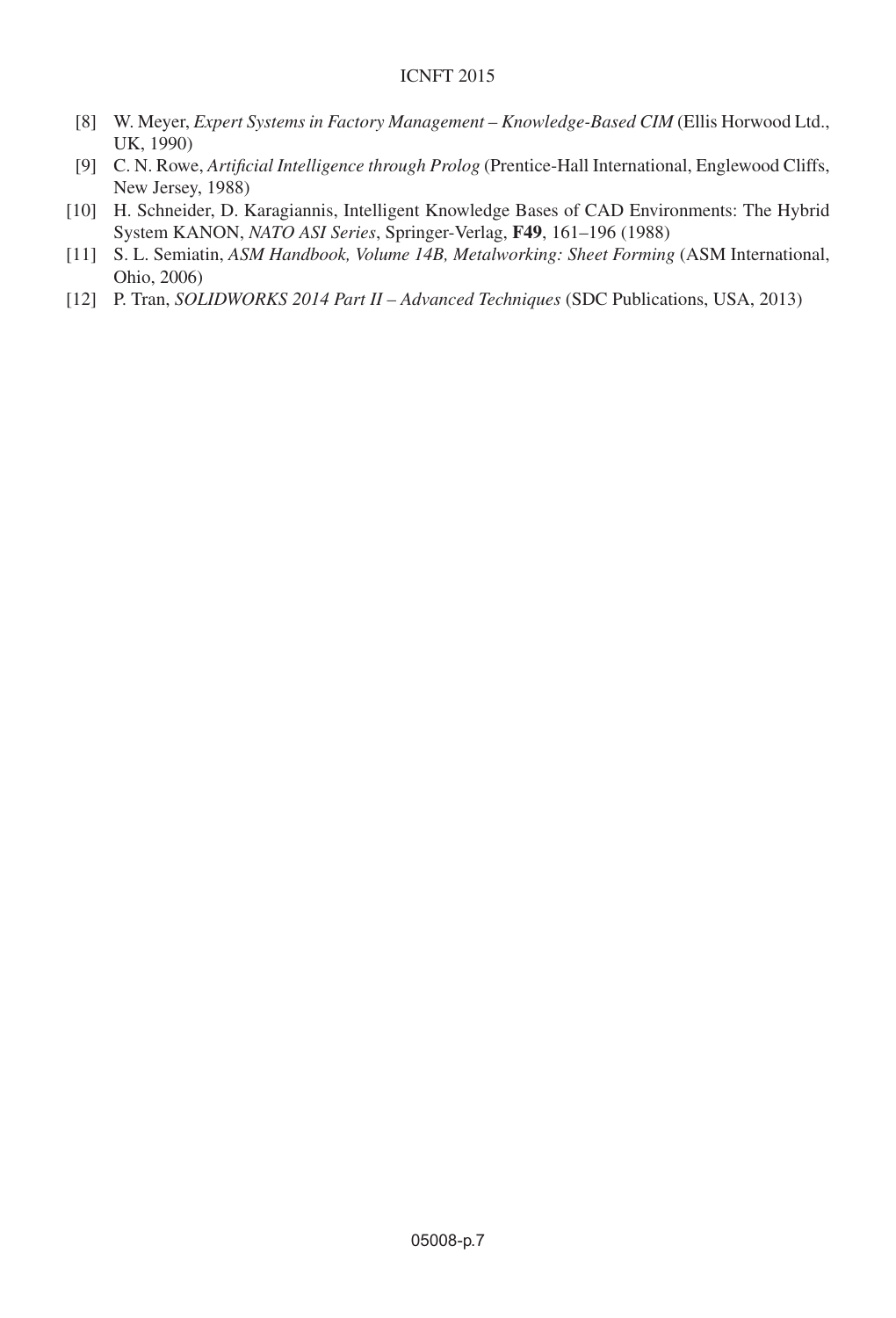[8] W. Meyer, *Expert Systems in Factory Management – Knowledge-Based CIM* (Ellis Horwood Ltd., UK, 1990)

[9] C. N. Rowe, *Artificial Intelligence through Prolog* (Prentice-Hall International, Englewood Cliffs, New Jersey, 1988)

[10] H. Schneider, D. Karagiannis, Intelligent Knowledge Bases of CAD Environments: The Hybrid System KANON, *NATO ASI Series*, Springer-Verlag, **F49**, 161–196 (1988)

[11] S. L. Semiatin, *ASM Handbook, Volume 14B, Metalworking: Sheet Forming* (ASM International, Ohio, 2006)

[12] P. Tran, *SOLIDWORKS 2014 Part II – Advanced Techniques* (SDC Publications, USA, 2013)